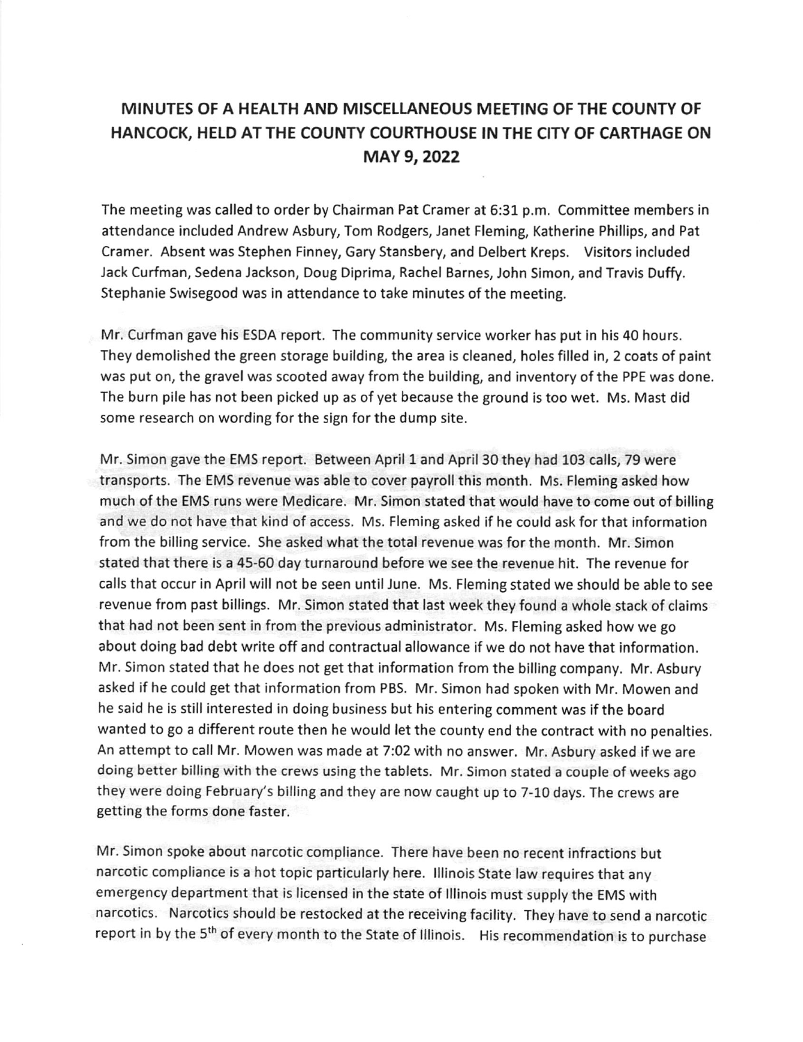# MINUTES OF A HEALTH AND MISCELLANEOUS MEETING OF THE COUNTY OF HANCOCK, HELD AT THE COUNTY COURTHOUSE IN THE CITY OF CARTHAGE ON MAY 9, 2022

The meeting was called to order by Chairman Pat Cramer at 6:31 p.m. Committee members in attendance included Andrew Asbury, Tom Rodgers, Janet Fleming, Katherine Phillips, and Pat Cramer. Absent was Stephen Finney, Gary Stansbery, and Delbert Kreps. Visitors included Jack Curfman, Sedena Jackson, Doug Diprima, Rachel Barnes, John Simon, and Travis Duffy. Stephanie Swisegood was in attendance to take minutes of the meeting.

Mr. Curfman gave his ESDA report. The community service worker has put in his 40 hours. They demolished the green storage building, the area is cleaned, holes filled in, 2 coats of paint was put on, the gravel was scooted away from the building, and inventory of the PPE was done. The burn pile has not been picked up as of yet because the ground is too wet. Ms. Mast did some research on wording for the sign for the dump site.

Mr. Simon gave the EMS report. Between April 1 and April 30 they had 103 calls, 79 were transports. The EMS revenue was able to cover payroll this month. Ms. Fleming asked how much of the EMS runs were Medicare. Mr. Simon stated that would have to come out of billing and we do not have that kind of access. Ms. Fleming asked if he could ask for that information from the billing service. She asked what the total revenue was for the month. Mr. Simon stated that there is a 45-60 day turnaround before we see the revenue hit. The revenue for calls that occur in April will not be seen until June. Ms. Fleming stated we should be able to see revenue from past billings. Mr. Simon stated that last week they found a whole stack of claims that had not been sent in from the previous administrator. Ms. Fleming asked how we go about doing bad debt write off and contractual allowance if we do not have that information. Mr. Simon stated that he does not get that information from the billing company. Mr. Asbury asked if he could get that information from PBS. Mr. Simon had spoken with Mr. Mowen and he said he is still interested in doing business but his entering comment was if the board wanted to go a different route then he would let the county end the contract with no penalties. An attempt to call Mr. Mowen was made at 7:02 with no answer. Mr. Asbury asked if we are doing better billing with the crews using the tablets. Mr. Simon stated a couple of weeks ago they were doing February's billing and they are now caught up to 7-10 days. The crews are getting the forms done faster.

Mr. Simon spoke about narcotic compliance. There have been no recent infractions but narcotic compliance is a hot topic particularly here. Illinois State law requires that any emergency department that is licensed in the state of Illinois must supply the EMS with narcotics. Narcotics should be restocked at the receiving facility. They have to send a narcotic report in by the 5th of every month to the State of Illinois. His recommendation is to purchase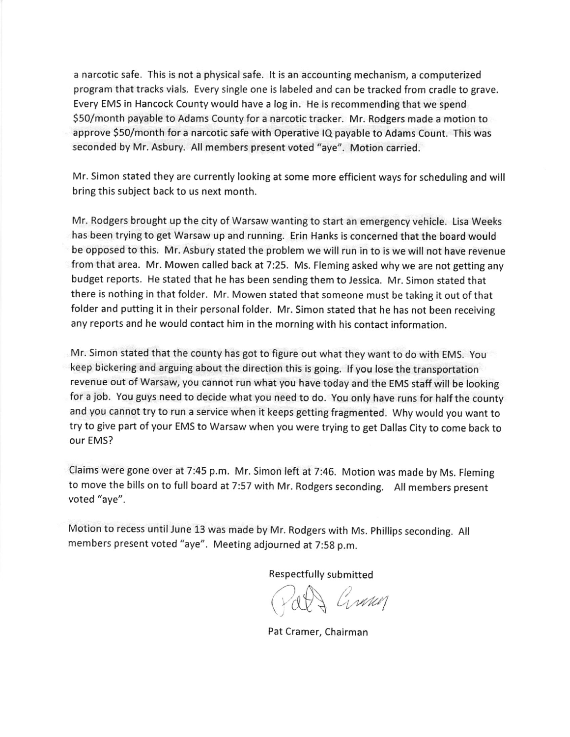a narcotic safe. This is not a physical safe. It is an accounting mechanism, a computerized program that tracks vials. Every single one is labeled and can be tracked from cradle to grave. Every EMS in Hancock County would have a log in. He is recommending that we spend $50/month payable to Adams County for a narcotic tracker. Mr. Rodgers made a motion to approve $50/month for a narcotic safe with Operative IQ payable to Adams Count. This was seconded by Mr. Asbury. All members present voted "aye". Motion carried.

Mr. Simon stated they are currently looking at some more efficient ways for scheduling and will bring this subject back to us next month.

Mr. Rodgers brought up the city of Warsaw wanting to start an emergency vehicle. Lisa Weeks has been trying to get Warsaw up and running. Erin Hanks is concerned that the board would be opposed to this. Mr. Asbury stated the problem we will run in to is we will not have revenue from that area. Mr. Mowen called back at 7:25. Ms. Fleming asked why we are not getting any budget reports. He stated that he has been sending them to Jessica. Mr. Simon stated that there is nothing in that folder. Mr. Mowen stated that someone must be taking it out of that folder and putting it in their personal folder. Mr. Simon stated that he has not been receiving any reports and he would contact him in the morning with his contact information.

Mr. Simon stated that the county has got to figure out what they want to do with EMS. You keep bickering and arguing about the direction this is going. If you lose the transportation revenue out of Warsaw, you cannot run what you have today and the EMS staff will be looking for a job. You guys need to decide what you need to do. You only have runs for half the county and you cannot try to run a service when it keeps getting fragmented. Why would you want to try to give part of your EMS to Warsaw when you were trying to get Dallas City to come back to our EMS?

Claims were gone over at 7:45 p.m. Mr. Simon left at 7:46. Motion was made by Ms. Fleming to move the bills on to full board at 7:57 with Mr. Rodgers seconding. All members present voted "aye".

Motion to recess until June 13 was made by Mr. Rodgers with Ms. Phillips seconding. All members present voted "aye". Meeting adjourned at 7:58 p.m.

Respectfully submitted

Pat Cramer

Pat Cramer, Chairman